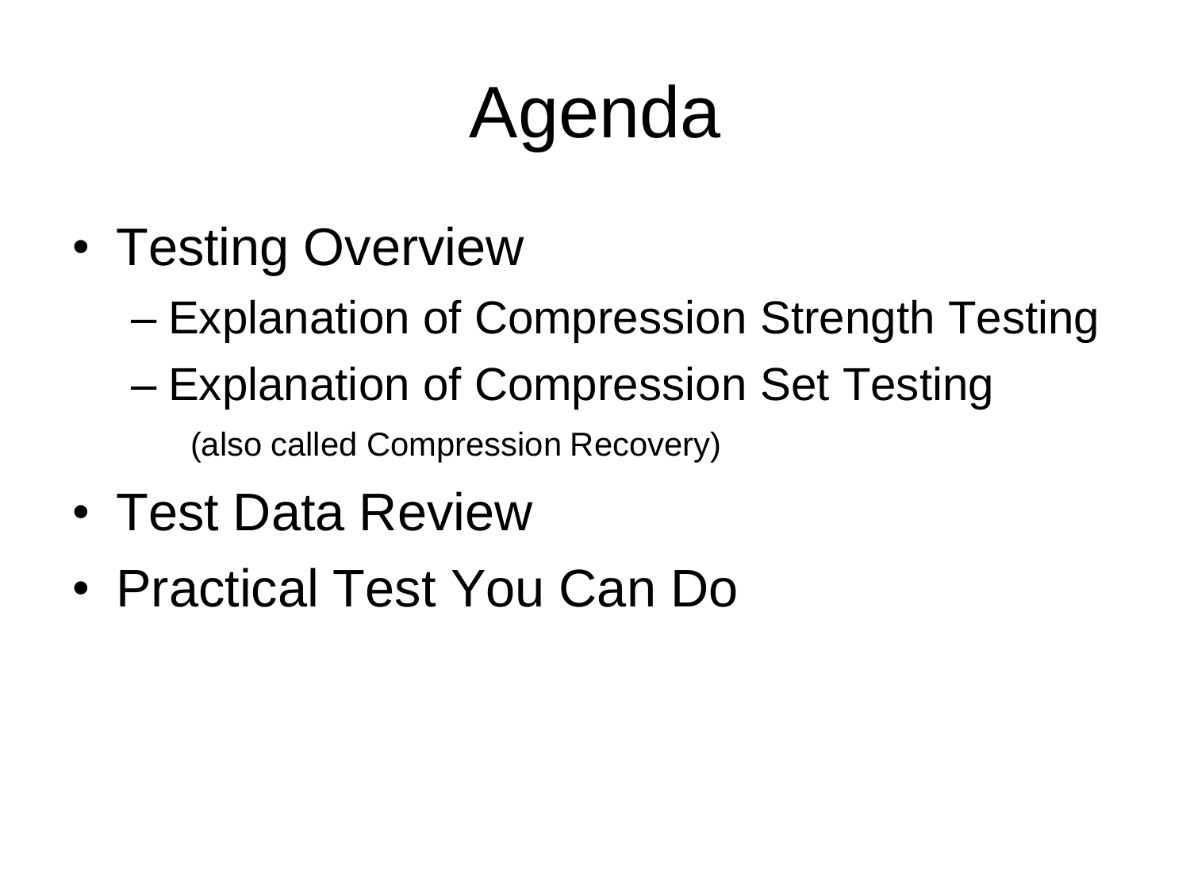# Agenda

- Testing Overview
  - Explanation of Compression Strength Testing
  - Explanation of Compression Set Testing

    (also called Compression Recovery)
- Test Data Review
- Practical Test You Can Do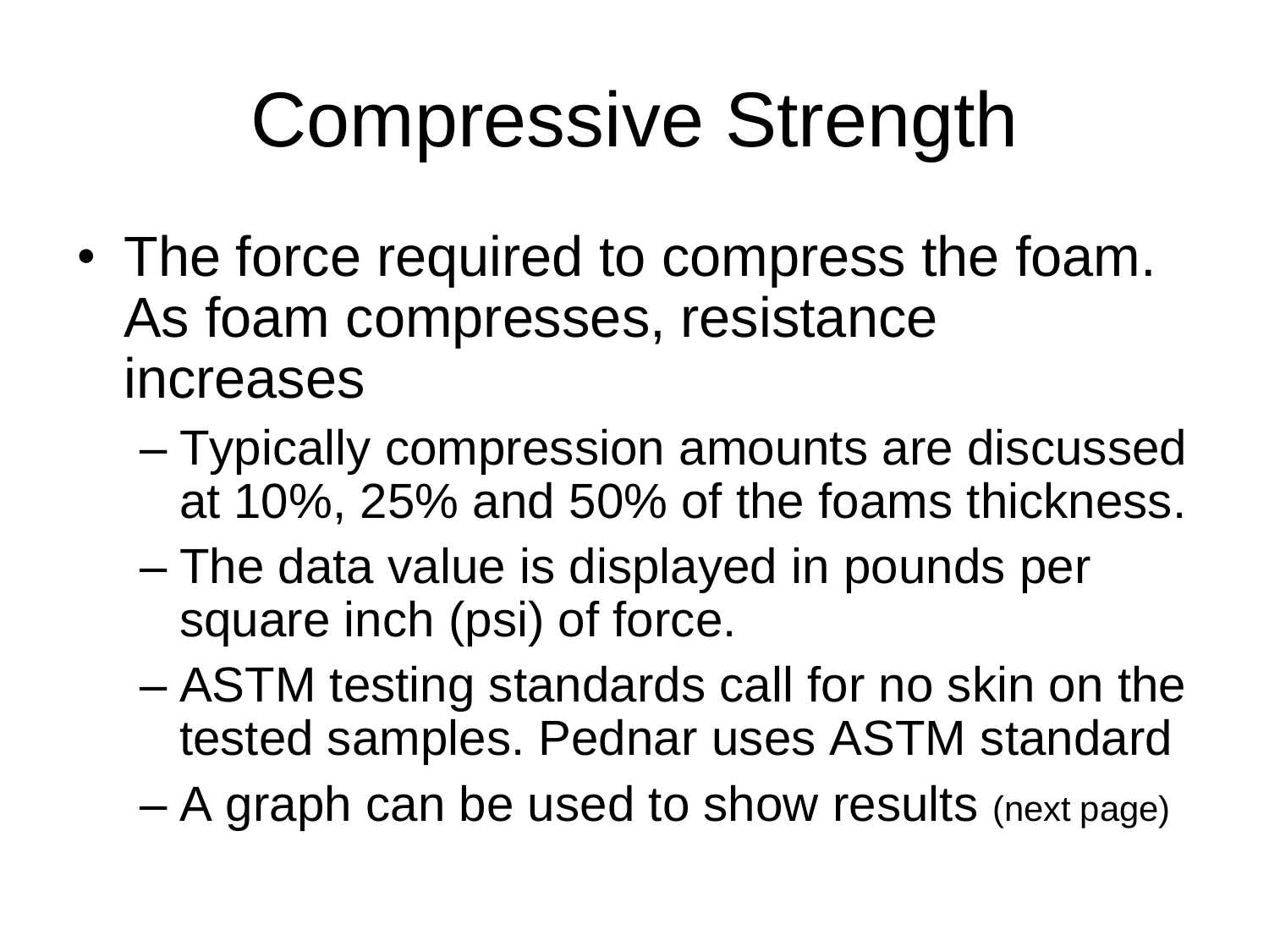# Compressive Strength

- The force required to compress the foam. As foam compresses, resistance increases
  - Typically compression amounts are discussed at 10%, 25% and 50% of the foams thickness.
  - The data value is displayed in pounds per square inch (psi) of force.
  - ASTM testing standards call for no skin on the tested samples. Pednar uses ASTM standard
  - A graph can be used to show results (next page)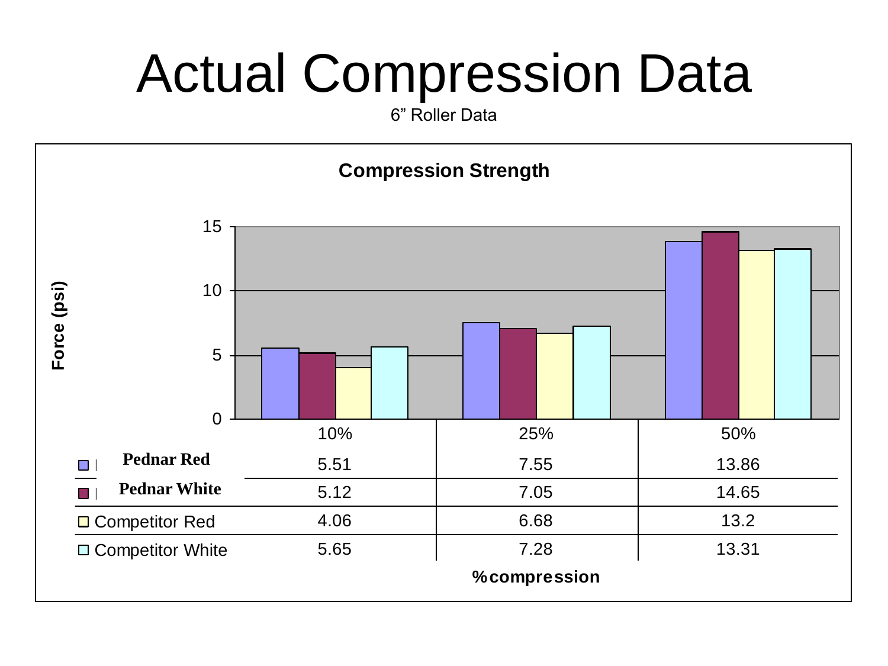# Actual Compression Data

6" Roller Data

**Compression Strength**

Force (psi)

| %compression | 10% | 25% | 50% |
|---|---|---|---|
| **Pednar Red** | 5.51 | 7.55 | 13.86 |
| **Pednar White** | 5.12 | 7.05 | 14.65 |
| Competitor Red | 4.06 | 6.68 | 13.2 |
| Competitor White | 5.65 | 7.28 | 13.31 |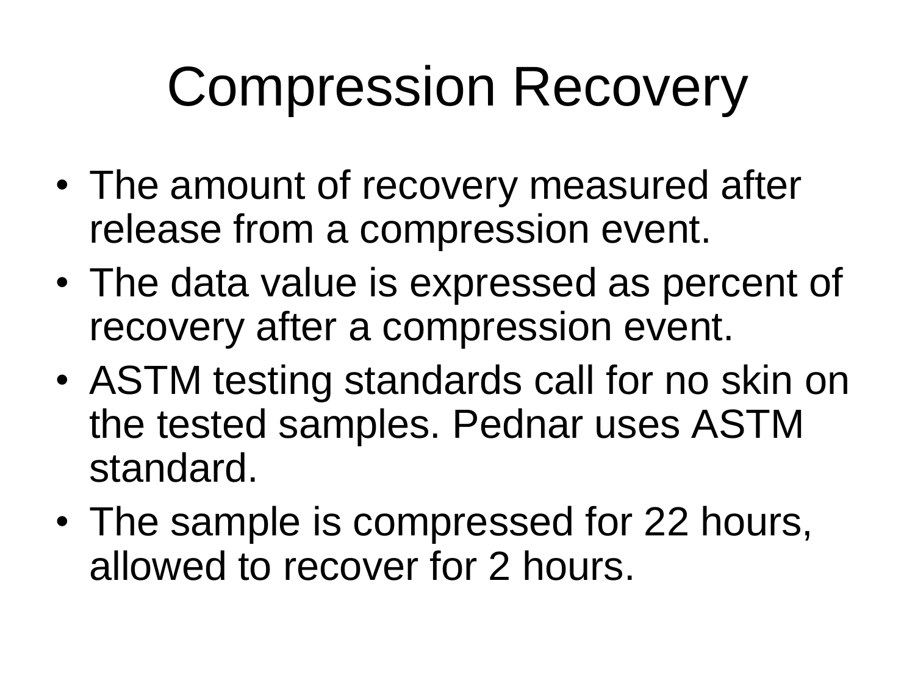# Compression Recovery

- The amount of recovery measured after release from a compression event.
- The data value is expressed as percent of recovery after a compression event.
- ASTM testing standards call for no skin on the tested samples. Pednar uses ASTM standard.
- The sample is compressed for 22 hours, allowed to recover for 2 hours.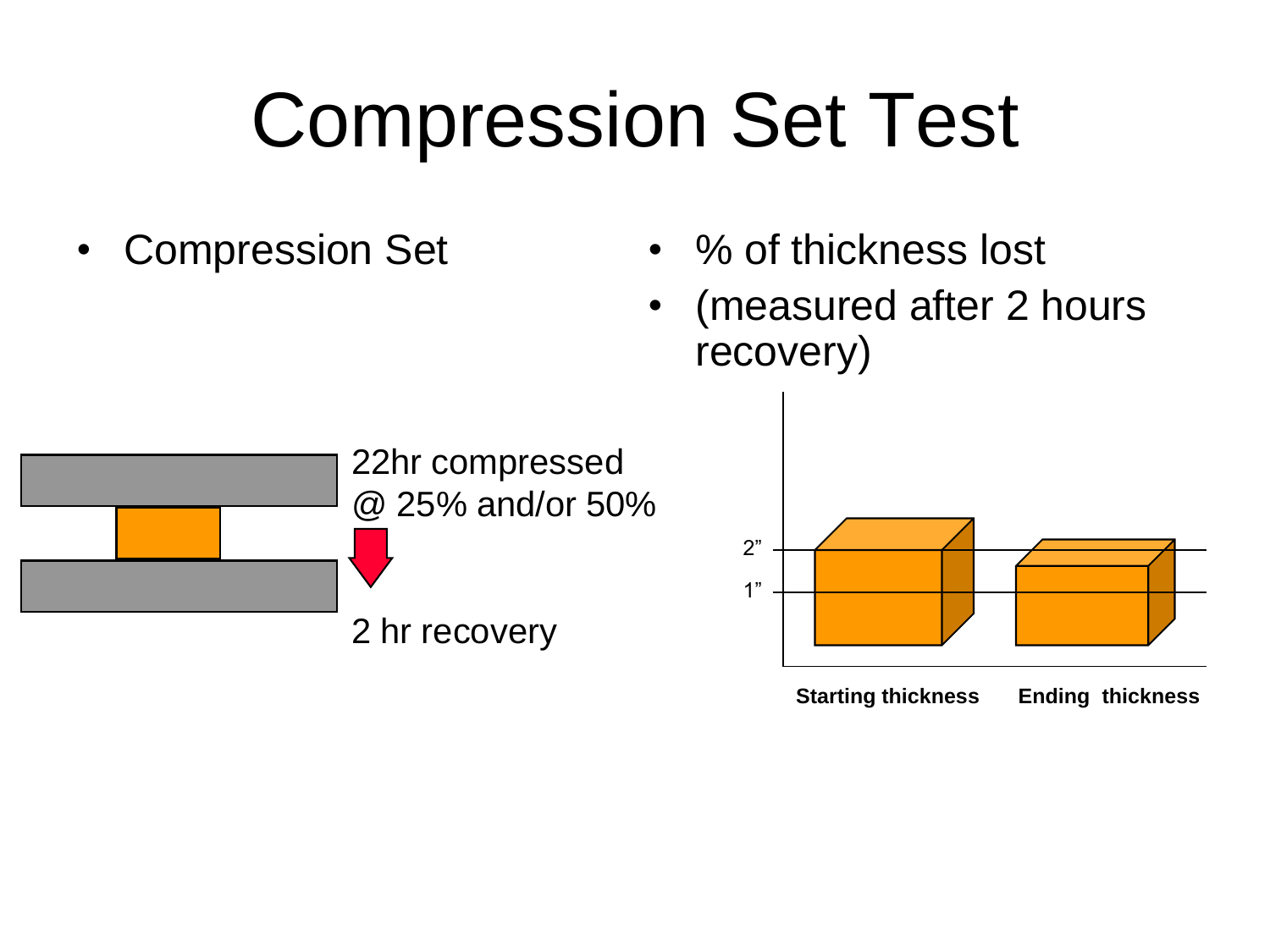# Compression Set Test

- Compression Set

- % of thickness lost
- (measured after 2 hours recovery)

22hr compressed @ 25% and/or 50%

2 hr recovery

2”

1”

**Starting thickness** **Ending thickness**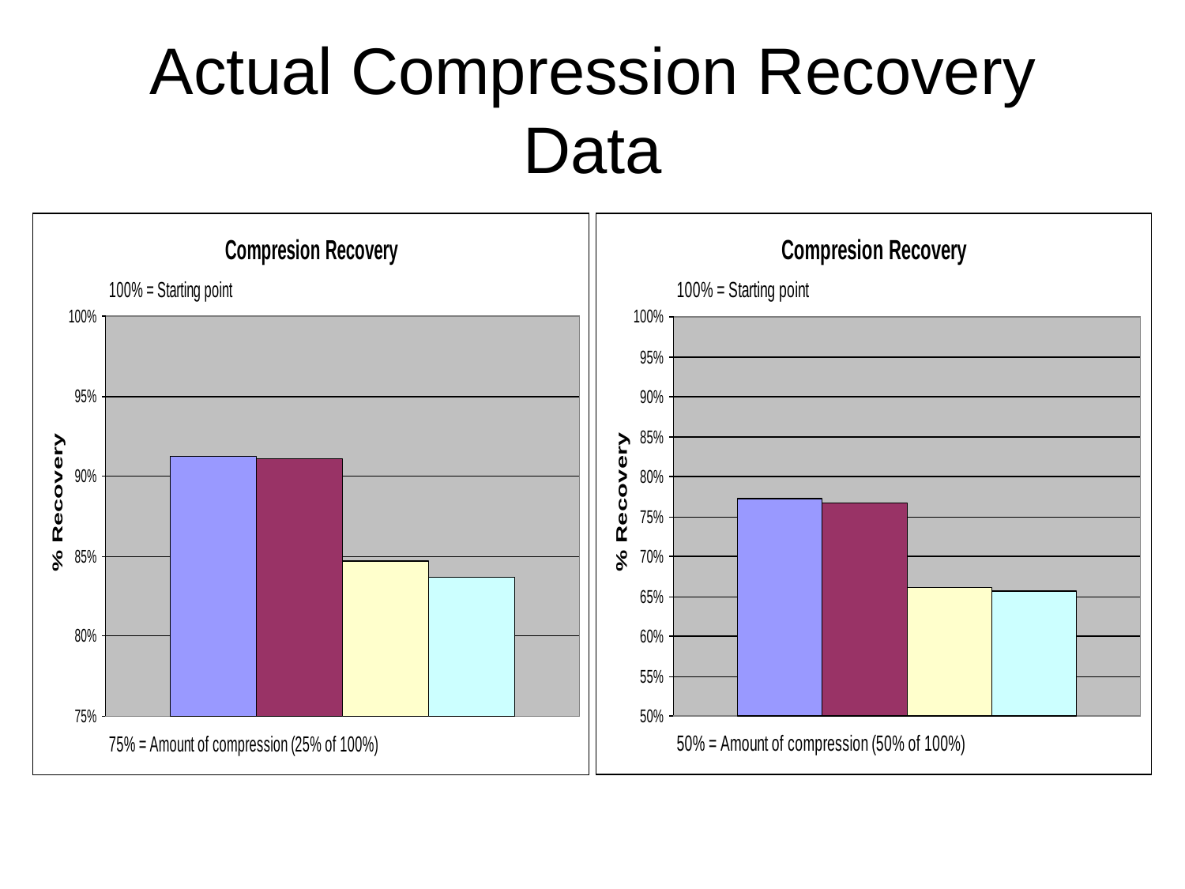# Actual Compression Recovery Data

**Compresion Recovery**

100% = Starting point

% Recovery

100% 95% 90% 85% 80% 75%

75% = Amount of compression (25% of 100%)

**Compresion Recovery**

100% = Starting point

% Recovery

100% 95% 90% 85% 80% 75% 70% 65% 60% 55% 50%

50% = Amount of compression (50% of 100%)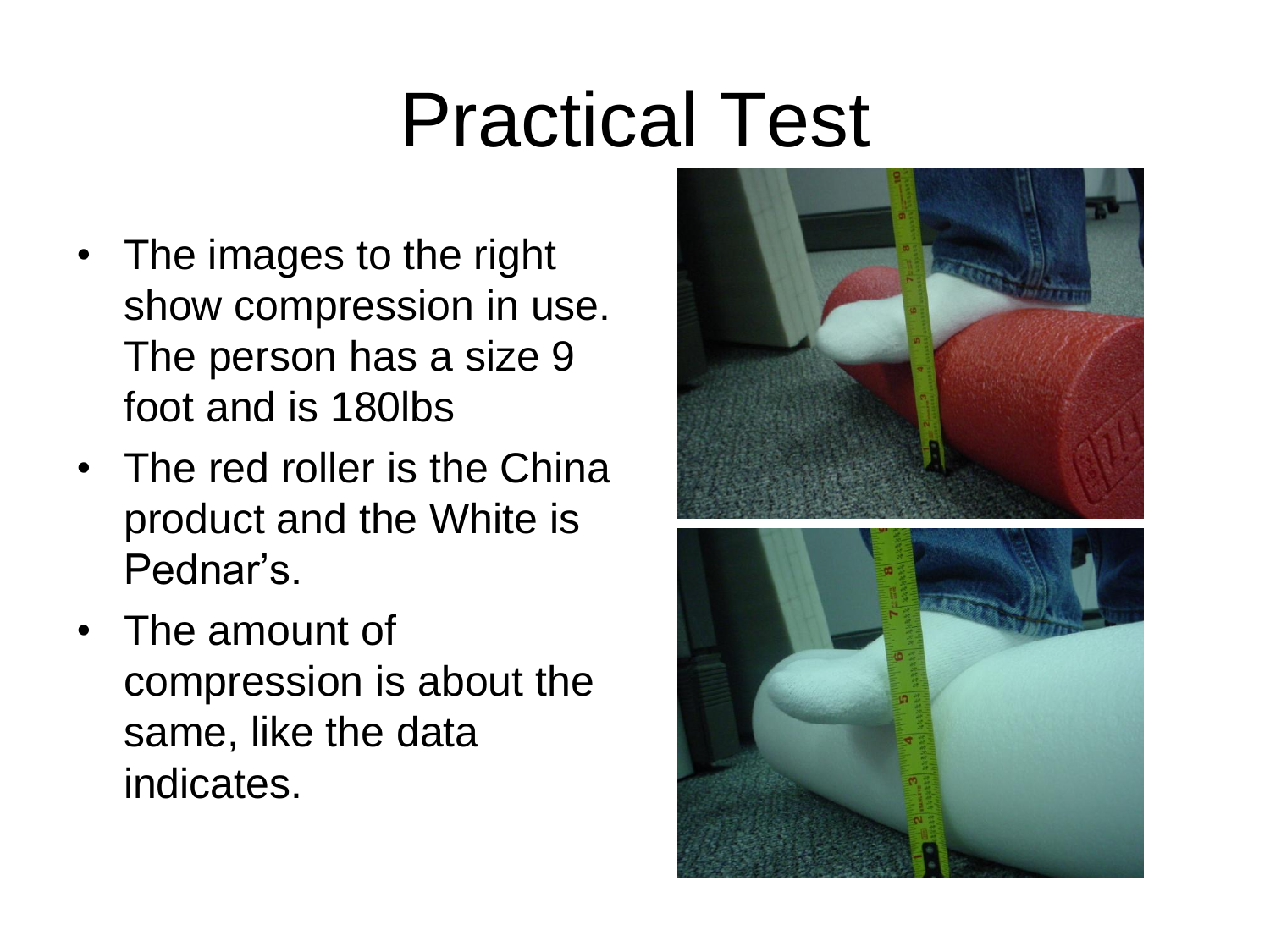# Practical Test

- The images to the right show compression in use. The person has a size 9 foot and is 180lbs
- The red roller is the China product and the White is Pednar's.
- The amount of compression is about the same, like the data indicates.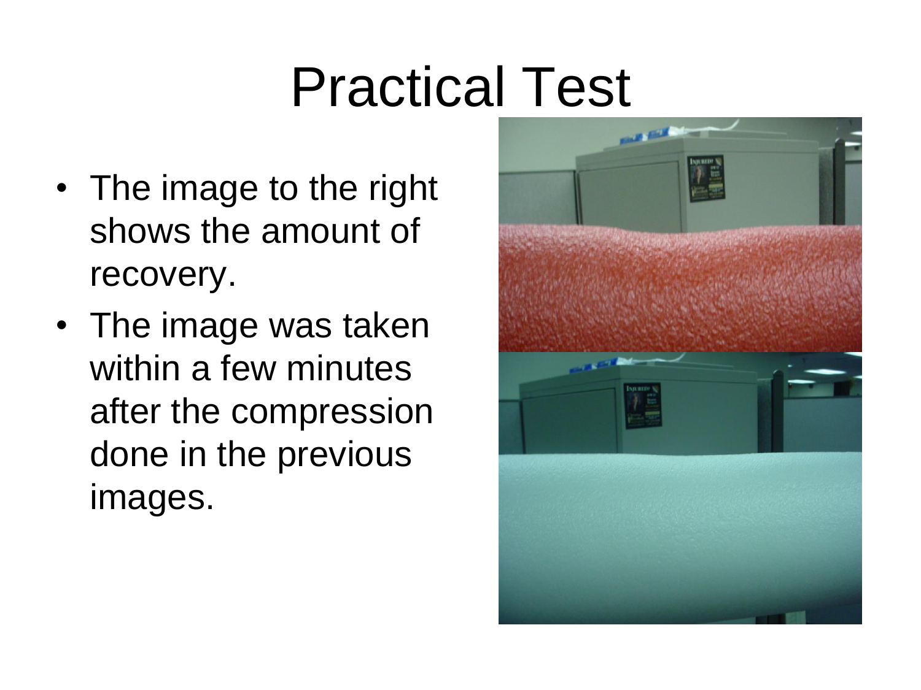# Practical Test

- The image to the right shows the amount of recovery.
- The image was taken within a few minutes after the compression done in the previous images.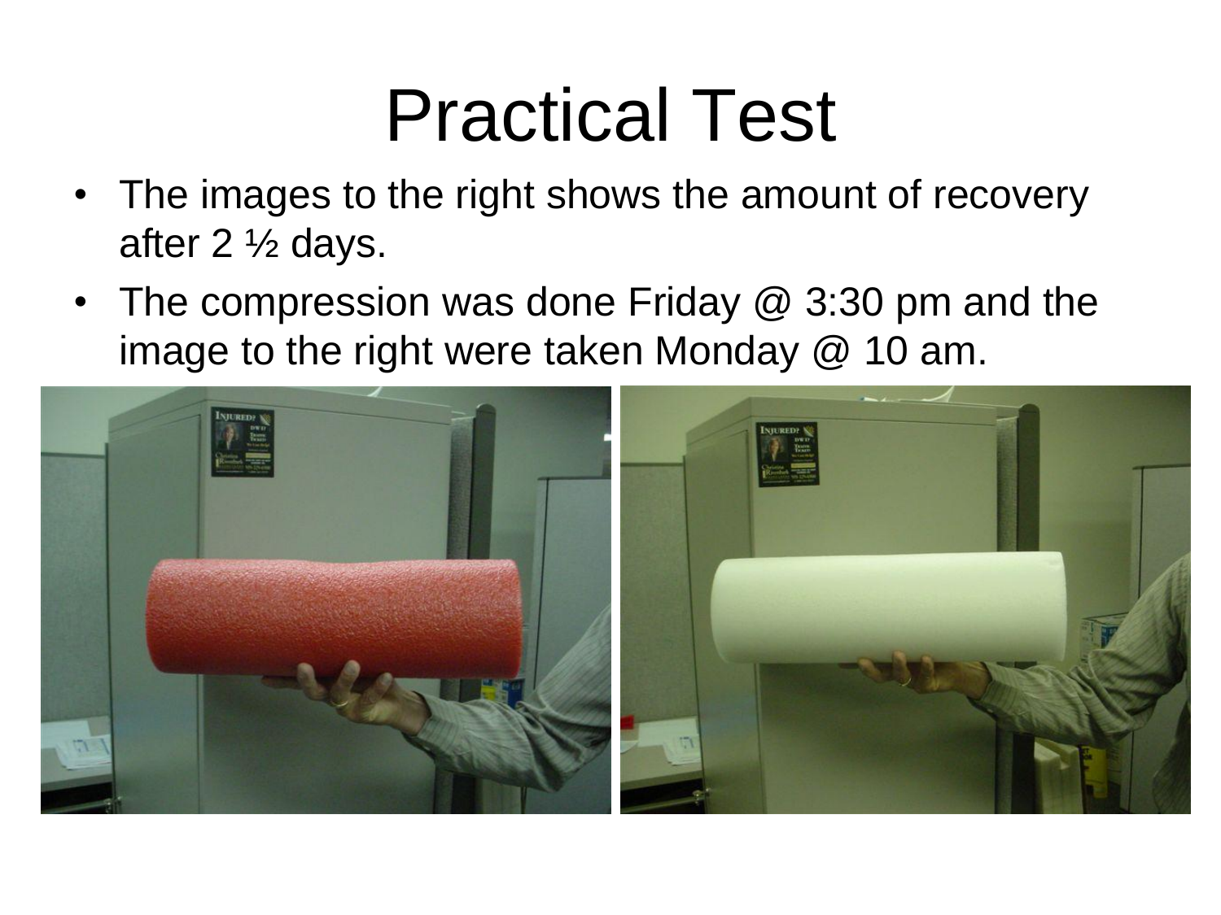# Practical Test

- The images to the right shows the amount of recovery after 2 ½ days.
- The compression was done Friday @ 3:30 pm and the image to the right were taken Monday @ 10 am.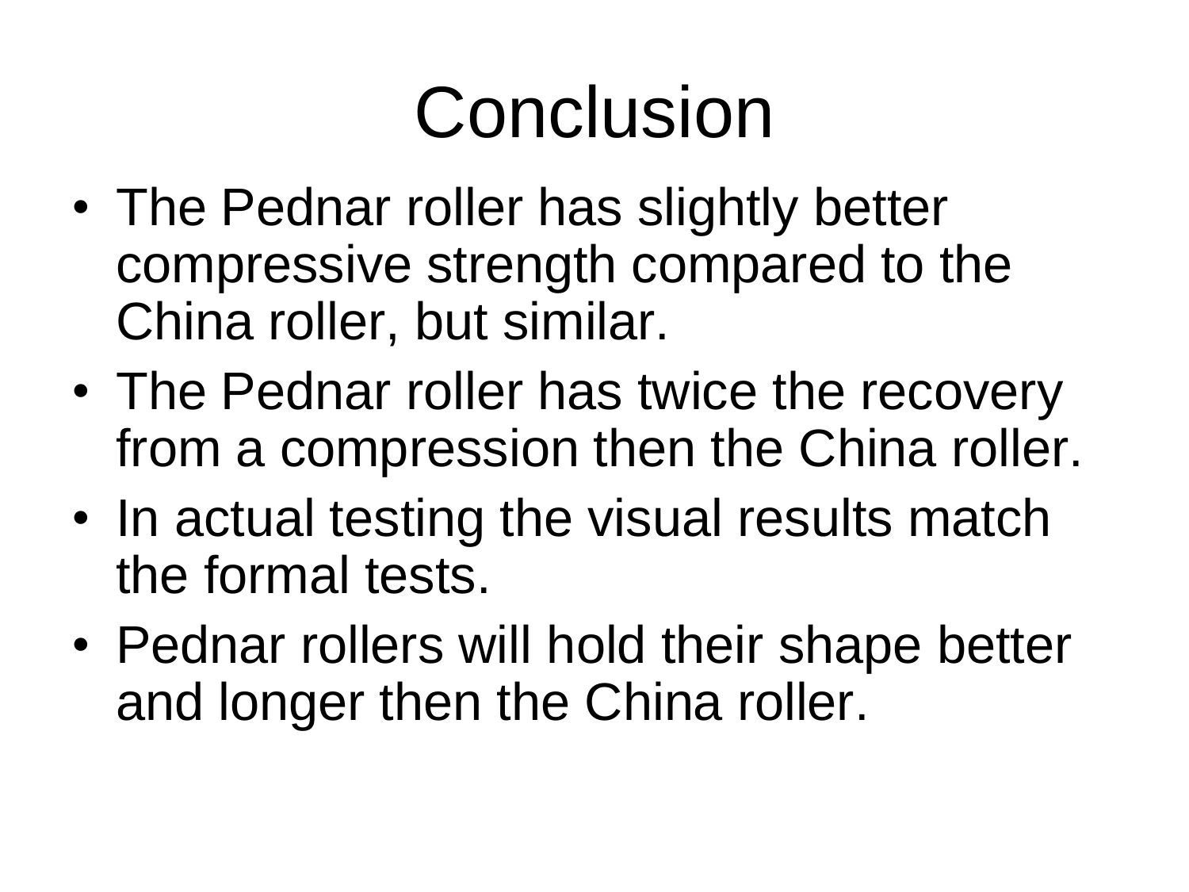# Conclusion

- The Pednar roller has slightly better compressive strength compared to the China roller, but similar.
- The Pednar roller has twice the recovery from a compression then the China roller.
- In actual testing the visual results match the formal tests.
- Pednar rollers will hold their shape better and longer then the China roller.